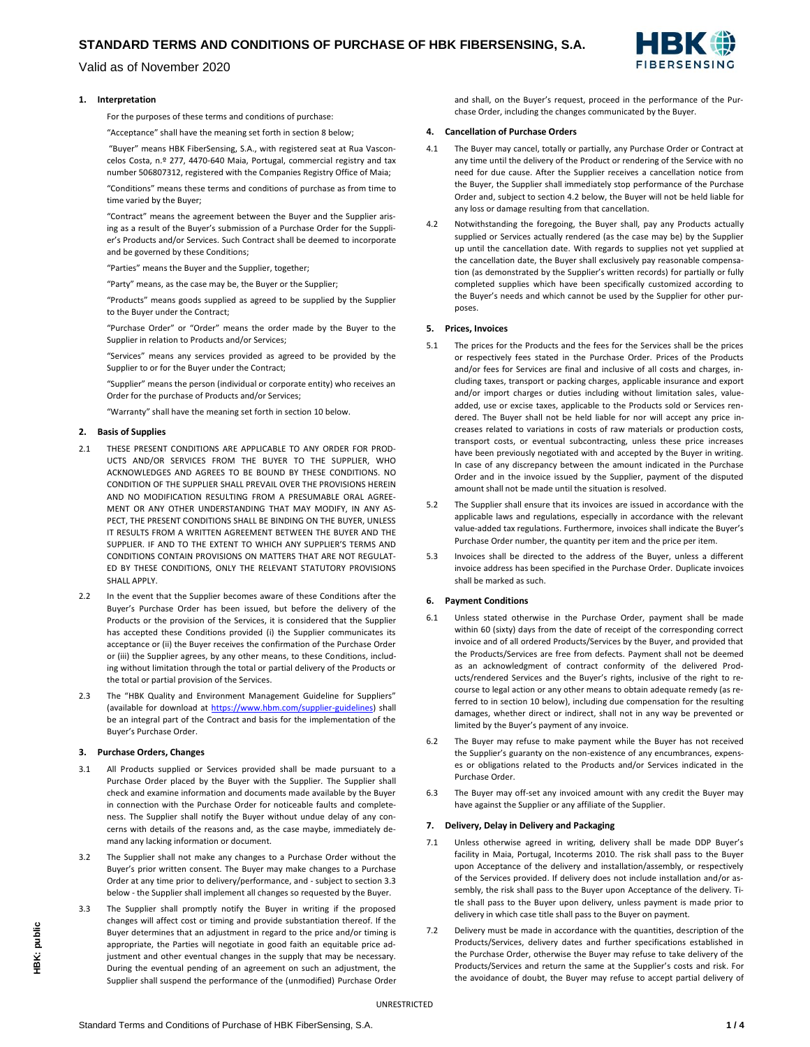# STANDARD TERMS AND CONDITIONS OF PURCHASE OF HBK FIBERSENSING, S.A.

Valid as of November 2020

## 1. Interpretation

For the purposes of these terms and conditions of purchase:

"Acceptance" shall have the meaning set forth in section 8 below;

"Buyer" means HBK FiberSensing, S.A., with registered seat at Rua Vasconcelos Costa, n.º 277, 4470-640 Maia, Portugal, commercial registry and tax number 506807312, registered with the Companies Registry Office of Maia;

"Conditions" means these terms and conditions of purchase as from time to time varied by the Buyer;

"Contract" means the agreement between the Buyer and the Supplier arising as a result of the Buyer's submission of a Purchase Order for the Supplier's Products and/or Services. Such Contract shall be deemed to incorporate and be governed by these Conditions;

"Parties" means the Buyer and the Supplier, together;

"Party" means, as the case may be, the Buyer or the Supplier;

"Products" means goods supplied as agreed to be supplied by the Supplier to the Buyer under the Contract;

"Purchase Order" or "Order" means the order made by the Buyer to the Supplier in relation to Products and/or Services;

"Services" means any services provided as agreed to be provided by the Supplier to or for the Buyer under the Contract;

"Supplier" means the person (individual or corporate entity) who receives an Order for the purchase of Products and/or Services;

"Warranty" shall have the meaning set forth in section 10 below.

## 2. Basis of Supplies

2.1 THESE PRESENT CONDITIONS ARE APPLICABLE TO ANY ORDER FOR PRODUCTS AND/OR SERVICES FROM THE BUYER TO THE SUPPLIER, WHO ACKNOWLEDGES AND AGREES TO BE BOUND BY THESE CONDITIONS. NO CONDITION OF THE SUPPLIER SHALL PREVAIL OVER THE PROVISIONS HEREIN AND NO MODIFICATION RESULTING FROM A PRESUMABLE ORAL AGREEMENT OR ANY OTHER UNDERSTANDING THAT MAY MODIFY, IN ANY ASPECT, THE PRESENT CONDITIONS SHALL BE BINDING ON THE BUYER, UNLESS IT RESULTS FROM A WRITTEN AGREEMENT BETWEEN THE BUYER AND THE SUPPLIER. IF AND TO THE EXTENT TO WHICH ANY SUPPLIER'S TERMS AND CONDITIONS CONTAIN PROVISIONS ON MATTERS THAT ARE NOT REGULATED BY THESE CONDITIONS, ONLY THE RELEVANT STATUTORY PROVISIONS SHALL APPLY.

2.2 In the event that the Supplier becomes aware of these Conditions after the Buyer's Purchase Order has been issued, but before the delivery of the Products or the provision of the Services, it is considered that the Supplier has accepted these Conditions provided (i) the Supplier communicates its acceptance or (ii) the Buyer receives the confirmation of the Purchase Order or (iii) the Supplier agrees, by any other means, to these Conditions, including without limitation through the total or partial delivery of the Products or the total or partial provision of the Services.

2.3 The "HBK Quality and Environment Management Guideline for Suppliers" (available for download at https://www.hbm.com/supplier-guidelines) shall be an integral part of the Contract and basis for the implementation of the Buyer's Purchase Order.

## 3. Purchase Orders, Changes

3.1 All Products supplied or Services provided shall be made pursuant to a Purchase Order placed by the Buyer with the Supplier. The Supplier shall check and examine information and documents made available by the Buyer in connection with the Purchase Order for noticeable faults and completeness. The Supplier shall notify the Buyer without undue delay of any concerns with details of the reasons and, as the case maybe, immediately demand any lacking information or document.

3.2 The Supplier shall not make any changes to a Purchase Order without the Buyer's prior written consent. The Buyer may make changes to a Purchase Order at any time prior to delivery/performance, and - subject to section 3.3 below - the Supplier shall implement all changes so requested by the Buyer.

3.3 The Supplier shall promptly notify the Buyer in writing if the proposed changes will affect cost or timing and provide substantiation thereof. If the Buyer determines that an adjustment in regard to the price and/or timing is appropriate, the Parties will negotiate in good faith an equitable price adjustment and other eventual changes in the supply that may be necessary. During the eventual pending of an agreement on such an adjustment, the Supplier shall suspend the performance of the (unmodified) Purchase Order and shall, on the Buyer's request, proceed in the performance of the Purchase Order, including the changes communicated by the Buyer.

## 4. Cancellation of Purchase Orders

4.1 The Buyer may cancel, totally or partially, any Purchase Order or Contract at any time until the delivery of the Product or rendering of the Service with no need for due cause. After the Supplier receives a cancellation notice from the Buyer, the Supplier shall immediately stop performance of the Purchase Order and, subject to section 4.2 below, the Buyer will not be held liable for any loss or damage resulting from that cancellation.

4.2 Notwithstanding the foregoing, the Buyer shall, pay any Products actually supplied or Services actually rendered (as the case may be) by the Supplier up until the cancellation date. With regards to supplies not yet supplied at the cancellation date, the Buyer shall exclusively pay reasonable compensation (as demonstrated by the Supplier's written records) for partially or fully completed supplies which have been specifically customized according to the Buyer's needs and which cannot be used by the Supplier for other purposes.

## 5. Prices, Invoices

5.1 The prices for the Products and the fees for the Services shall be the prices or respectively fees stated in the Purchase Order. Prices of the Products and/or fees for Services are final and inclusive of all costs and charges, including taxes, transport or packing charges, applicable insurance and export and/or import charges or duties including without limitation sales, value-added, use or excise taxes, applicable to the Products sold or Services rendered. The Buyer shall not be held liable for nor will accept any price increases related to variations in costs of raw materials or production costs, transport costs, or eventual subcontracting, unless these price increases have been previously negotiated with and accepted by the Buyer in writing. In case of any discrepancy between the amount indicated in the Purchase Order and in the invoice issued by the Supplier, payment of the disputed amount shall not be made until the situation is resolved.

5.2 The Supplier shall ensure that its invoices are issued in accordance with the applicable laws and regulations, especially in accordance with the relevant value-added tax regulations. Furthermore, invoices shall indicate the Buyer's Purchase Order number, the quantity per item and the price per item.

5.3 Invoices shall be directed to the address of the Buyer, unless a different invoice address has been specified in the Purchase Order. Duplicate invoices shall be marked as such.

## 6. Payment Conditions

6.1 Unless stated otherwise in the Purchase Order, payment shall be made within 60 (sixty) days from the date of receipt of the corresponding correct invoice and of all ordered Products/Services by the Buyer, and provided that the Products/Services are free from defects. Payment shall not be deemed as an acknowledgment of contract conformity of the delivered Products/rendered Services and the Buyer's rights, inclusive of the right to recourse to legal action or any other means to obtain adequate remedy (as referred to in section 10 below), including due compensation for the resulting damages, whether direct or indirect, shall not in any way be prevented or limited by the Buyer's payment of any invoice.

6.2 The Buyer may refuse to make payment while the Buyer has not received the Supplier's guaranty on the non-existence of any encumbrances, expenses or obligations related to the Products and/or Services indicated in the Purchase Order.

6.3 The Buyer may off-set any invoiced amount with any credit the Buyer may have against the Supplier or any affiliate of the Supplier.

## 7. Delivery, Delay in Delivery and Packaging

7.1 Unless otherwise agreed in writing, delivery shall be made DDP Buyer's facility in Maia, Portugal, Incoterms 2010. The risk shall pass to the Buyer upon Acceptance of the delivery and installation/assembly, or respectively of the Services provided. If delivery does not include installation and/or assembly, the risk shall pass to the Buyer upon Acceptance of the delivery. Title shall pass to the Buyer upon delivery, unless payment is made prior to delivery in which case title shall pass to the Buyer on payment.

7.2 Delivery must be made in accordance with the quantities, description of the Products/Services, delivery dates and further specifications established in the Purchase Order, otherwise the Buyer may refuse to take delivery of the Products/Services and return the same at the Supplier's costs and risk. For the avoidance of doubt, the Buyer may refuse to accept partial delivery of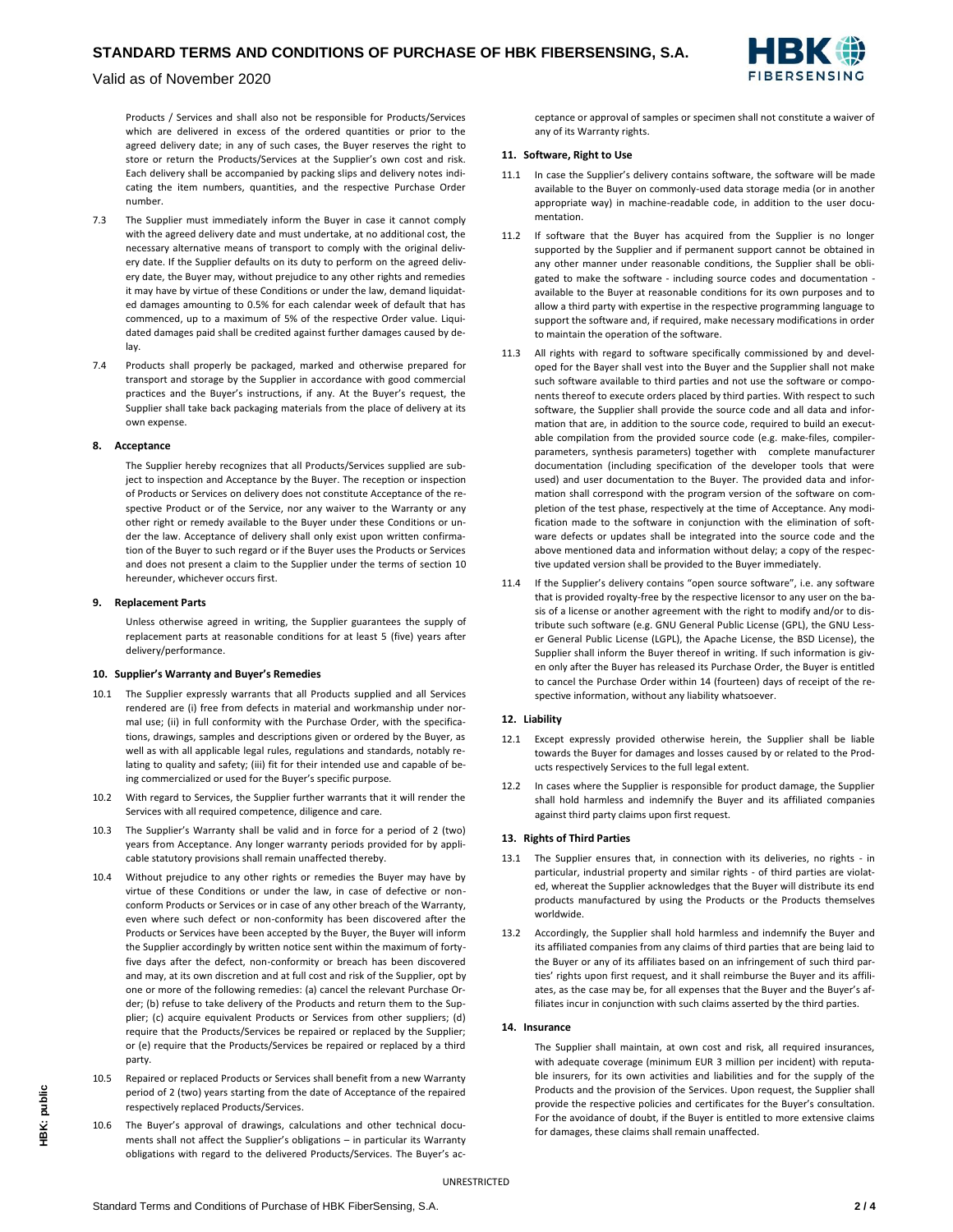Products / Services and shall also not be responsible for Products/Services which are delivered in excess of the ordered quantities or prior to the agreed delivery date; in any of such cases, the Buyer reserves the right to store or return the Products/Services at the Supplier's own cost and risk. Each delivery shall be accompanied by packing slips and delivery notes indicating the item numbers, quantities, and the respective Purchase Order number.

7.3 The Supplier must immediately inform the Buyer in case it cannot comply with the agreed delivery date and must undertake, at no additional cost, the necessary alternative means of transport to comply with the original delivery date. If the Supplier defaults on its duty to perform on the agreed delivery date, the Buyer may, without prejudice to any other rights and remedies it may have by virtue of these Conditions or under the law, demand liquidated damages amounting to 0.5% for each calendar week of default that has commenced, up to a maximum of 5% of the respective Order value. Liquidated damages paid shall be credited against further damages caused by delay.

7.4 Products shall properly be packaged, marked and otherwise prepared for transport and storage by the Supplier in accordance with good commercial practices and the Buyer's instructions, if any. At the Buyer's request, the Supplier shall take back packaging materials from the place of delivery at its own expense.

## 8. Acceptance

The Supplier hereby recognizes that all Products/Services supplied are subject to inspection and Acceptance by the Buyer. The reception or inspection of Products or Services on delivery does not constitute Acceptance of the respective Product or of the Service, nor any waiver to the Warranty or any other right or remedy available to the Buyer under these Conditions or under the law. Acceptance of delivery shall only exist upon written confirmation of the Buyer to such regard or if the Buyer uses the Products or Services and does not present a claim to the Supplier under the terms of section 10 hereunder, whichever occurs first.

## 9. Replacement Parts

Unless otherwise agreed in writing, the Supplier guarantees the supply of replacement parts at reasonable conditions for at least 5 (five) years after delivery/performance.

## 10. Supplier's Warranty and Buyer's Remedies

10.1 The Supplier expressly warrants that all Products supplied and all Services rendered are (i) free from defects in material and workmanship under normal use; (ii) in full conformity with the Purchase Order, with the specifications, drawings, samples and descriptions given or ordered by the Buyer, as well as with all applicable legal rules, regulations and standards, notably relating to quality and safety; (iii) fit for their intended use and capable of being commercialized or used for the Buyer's specific purpose.

10.2 With regard to Services, the Supplier further warrants that it will render the Services with all required competence, diligence and care.

10.3 The Supplier's Warranty shall be valid and in force for a period of 2 (two) years from Acceptance. Any longer warranty periods provided for by applicable statutory provisions shall remain unaffected thereby.

10.4 Without prejudice to any other rights or remedies the Buyer may have by virtue of these Conditions or under the law, in case of defective or non-conform Products or Services or in case of any other breach of the Warranty, even where such defect or non-conformity has been discovered after the Products or Services have been accepted by the Buyer, the Buyer will inform the Supplier accordingly by written notice sent within the maximum of forty-five days after the defect, non-conformity or breach has been discovered and may, at its own discretion and at full cost and risk of the Supplier, opt by one or more of the following remedies: (a) cancel the relevant Purchase Order; (b) refuse to take delivery of the Products and return them to the Supplier; (c) acquire equivalent Products or Services from other suppliers; (d) require that the Products/Services be repaired or replaced by the Supplier; or (e) require that the Products/Services be repaired or replaced by a third party.

10.5 Repaired or replaced Products or Services shall benefit from a new Warranty period of 2 (two) years starting from the date of Acceptance of the repaired respectively replaced Products/Services.

10.6 The Buyer's approval of drawings, calculations and other technical documents shall not affect the Supplier's obligations – in particular its Warranty obligations with regard to the delivered Products/Services. The Buyer's acceptance or approval of samples or specimen shall not constitute a waiver of any of its Warranty rights.

## 11. Software, Right to Use

11.1 In case the Supplier's delivery contains software, the software will be made available to the Buyer on commonly-used data storage media (or in another appropriate way) in machine-readable code, in addition to the user documentation.

11.2 If software that the Buyer has acquired from the Supplier is no longer supported by the Supplier and if permanent support cannot be obtained in any other manner under reasonable conditions, the Supplier shall be obligated to make the software - including source codes and documentation - available to the Buyer at reasonable conditions for its own purposes and to allow a third party with expertise in the respective programming language to support the software and, if required, make necessary modifications in order to maintain the operation of the software.

11.3 All rights with regard to software specifically commissioned by and developed for the Bayer shall vest into the Buyer and the Supplier shall not make such software available to third parties and not use the software or components thereof to execute orders placed by third parties. With respect to such software, the Supplier shall provide the source code and all data and information that are, in addition to the source code, required to build an executable compilation from the provided source code (e.g. make-files, compiler-parameters, synthesis parameters) together with complete manufacturer documentation (including specification of the developer tools that were used) and user documentation to the Buyer. The provided data and information shall correspond with the program version of the software on completion of the test phase, respectively at the time of Acceptance. Any modification made to the software in conjunction with the elimination of software defects or updates shall be integrated into the source code and the above mentioned data and information without delay; a copy of the respective updated version shall be provided to the Buyer immediately.

11.4 If the Supplier's delivery contains "open source software", i.e. any software that is provided royalty-free by the respective licensor to any user on the basis of a license or another agreement with the right to modify and/or to distribute such software (e.g. GNU General Public License (GPL), the GNU Lesser General Public License (LGPL), the Apache License, the BSD License), the Supplier shall inform the Buyer thereof in writing. If such information is given only after the Buyer has released its Purchase Order, the Buyer is entitled to cancel the Purchase Order within 14 (fourteen) days of receipt of the respective information, without any liability whatsoever.

## 12. Liability

12.1 Except expressly provided otherwise herein, the Supplier shall be liable towards the Buyer for damages and losses caused by or related to the Products respectively Services to the full legal extent.

12.2 In cases where the Supplier is responsible for product damage, the Supplier shall hold harmless and indemnify the Buyer and its affiliated companies against third party claims upon first request.

## 13. Rights of Third Parties

13.1 The Supplier ensures that, in connection with its deliveries, no rights - in particular, industrial property and similar rights - of third parties are violated, whereat the Supplier acknowledges that the Buyer will distribute its end products manufactured by using the Products or the Products themselves worldwide.

13.2 Accordingly, the Supplier shall hold harmless and indemnify the Buyer and its affiliated companies from any claims of third parties that are being laid to the Buyer or any of its affiliates based on an infringement of such third parties' rights upon first request, and it shall reimburse the Buyer and its affiliates, as the case may be, for all expenses that the Buyer and the Buyer's affiliates incur in conjunction with such claims asserted by the third parties.

## 14. Insurance

The Supplier shall maintain, at own cost and risk, all required insurances, with adequate coverage (minimum EUR 3 million per incident) with reputable insurers, for its own activities and liabilities and for the supply of the Products and the provision of the Services. Upon request, the Supplier shall provide the respective policies and certificates for the Buyer's consultation. For the avoidance of doubt, if the Buyer is entitled to more extensive claims for damages, these claims shall remain unaffected.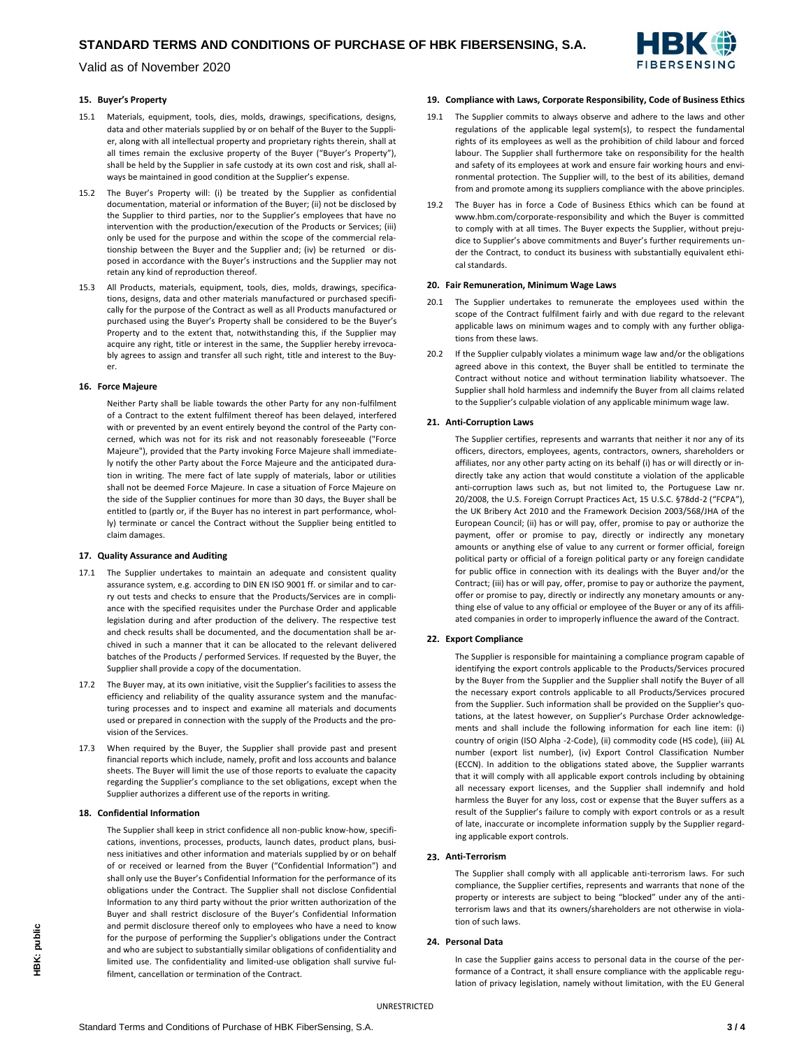## 15. Buyer's Property

15.1 Materials, equipment, tools, dies, molds, drawings, specifications, designs, data and other materials supplied by or on behalf of the Buyer to the Supplier, along with all intellectual property and proprietary rights therein, shall at all times remain the exclusive property of the Buyer ("Buyer's Property"), shall be held by the Supplier in safe custody at its own cost and risk, shall always be maintained in good condition at the Supplier's expense.

15.2 The Buyer's Property will: (i) be treated by the Supplier as confidential documentation, material or information of the Buyer; (ii) not be disclosed by the Supplier to third parties, nor to the Supplier's employees that have no intervention with the production/execution of the Products or Services; (iii) only be used for the purpose and within the scope of the commercial relationship between the Buyer and the Supplier and; (iv) be returned or disposed in accordance with the Buyer's instructions and the Supplier may not retain any kind of reproduction thereof.

15.3 All Products, materials, equipment, tools, dies, molds, drawings, specifications, designs, data and other materials manufactured or purchased specifically for the purpose of the Contract as well as all Products manufactured or purchased using the Buyer's Property shall be considered to be the Buyer's Property and to the extent that, notwithstanding this, if the Supplier may acquire any right, title or interest in the same, the Supplier hereby irrevocably agrees to assign and transfer all such right, title and interest to the Buyer.

## 16. Force Majeure

Neither Party shall be liable towards the other Party for any non-fulfilment of a Contract to the extent fulfilment thereof has been delayed, interfered with or prevented by an event entirely beyond the control of the Party concerned, which was not for its risk and not reasonably foreseeable ("Force Majeure"), provided that the Party invoking Force Majeure shall immediately notify the other Party about the Force Majeure and the anticipated duration in writing. The mere fact of late supply of materials, labor or utilities shall not be deemed Force Majeure. In case a situation of Force Majeure on the side of the Supplier continues for more than 30 days, the Buyer shall be entitled to (partly or, if the Buyer has no interest in part performance, wholly) terminate or cancel the Contract without the Supplier being entitled to claim damages.

## 17. Quality Assurance and Auditing

17.1 The Supplier undertakes to maintain an adequate and consistent quality assurance system, e.g. according to DIN EN ISO 9001 ff. or similar and to carry out tests and checks to ensure that the Products/Services are in compliance with the specified requisites under the Purchase Order and applicable legislation during and after production of the delivery. The respective test and check results shall be documented, and the documentation shall be archived in such a manner that it can be allocated to the relevant delivered batches of the Products / performed Services. If requested by the Buyer, the Supplier shall provide a copy of the documentation.

17.2 The Buyer may, at its own initiative, visit the Supplier's facilities to assess the efficiency and reliability of the quality assurance system and the manufacturing processes and to inspect and examine all materials and documents used or prepared in connection with the supply of the Products and the provision of the Services.

17.3 When required by the Buyer, the Supplier shall provide past and present financial reports which include, namely, profit and loss accounts and balance sheets. The Buyer will limit the use of those reports to evaluate the capacity regarding the Supplier's compliance to the set obligations, except when the Supplier authorizes a different use of the reports in writing.

## 18. Confidential Information

The Supplier shall keep in strict confidence all non-public know-how, specifications, inventions, processes, products, launch dates, product plans, business initiatives and other information and materials supplied by or on behalf of or received or learned from the Buyer ("Confidential Information") and shall only use the Buyer's Confidential Information for the performance of its obligations under the Contract. The Supplier shall not disclose Confidential Information to any third party without the prior written authorization of the Buyer and shall restrict disclosure of the Buyer's Confidential Information and permit disclosure thereof only to employees who have a need to know for the purpose of performing the Supplier's obligations under the Contract and who are subject to substantially similar obligations of confidentiality and limited use. The confidentiality and limited-use obligation shall survive fulfilment, cancellation or termination of the Contract.

## 19. Compliance with Laws, Corporate Responsibility, Code of Business Ethics

19.1 The Supplier commits to always observe and adhere to the laws and other regulations of the applicable legal system(s), to respect the fundamental rights of its employees as well as the prohibition of child labour and forced labour. The Supplier shall furthermore take on responsibility for the health and safety of its employees at work and ensure fair working hours and environmental protection. The Supplier will, to the best of its abilities, demand from and promote among its suppliers compliance with the above principles.

19.2 The Buyer has in force a Code of Business Ethics which can be found at www.hbm.com/corporate-responsibility and which the Buyer is committed to comply with at all times. The Buyer expects the Supplier, without prejudice to Supplier's above commitments and Buyer's further requirements under the Contract, to conduct its business with substantially equivalent ethical standards.

## 20. Fair Remuneration, Minimum Wage Laws

20.1 The Supplier undertakes to remunerate the employees used within the scope of the Contract fulfilment fairly and with due regard to the relevant applicable laws on minimum wages and to comply with any further obligations from these laws.

20.2 If the Supplier culpably violates a minimum wage law and/or the obligations agreed above in this context, the Buyer shall be entitled to terminate the Contract without notice and without termination liability whatsoever. The Supplier shall hold harmless and indemnify the Buyer from all claims related to the Supplier's culpable violation of any applicable minimum wage law.

## 21. Anti-Corruption Laws

The Supplier certifies, represents and warrants that neither it nor any of its officers, directors, employees, agents, contractors, owners, shareholders or affiliates, nor any other party acting on its behalf (i) has or will directly or indirectly take any action that would constitute a violation of the applicable anti-corruption laws such as, but not limited to, the Portuguese Law nr. 20/2008, the U.S. Foreign Corrupt Practices Act, 15 U.S.C. §78dd-2 ("FCPA"), the UK Bribery Act 2010 and the Framework Decision 2003/568/JHA of the European Council; (ii) has or will pay, offer, promise to pay or authorize the payment, offer or promise to pay, directly or indirectly any monetary amounts or anything else of value to any current or former official, foreign political party or official of a foreign political party or any foreign candidate for public office in connection with its dealings with the Buyer and/or the Contract; (iii) has or will pay, offer, promise to pay or authorize the payment, offer or promise to pay, directly or indirectly any monetary amounts or anything else of value to any official or employee of the Buyer or any of its affiliated companies in order to improperly influence the award of the Contract.

## 22. Export Compliance

The Supplier is responsible for maintaining a compliance program capable of identifying the export controls applicable to the Products/Services procured by the Buyer from the Supplier and the Supplier shall notify the Buyer of all the necessary export controls applicable to all Products/Services procured from the Supplier. Such information shall be provided on the Supplier's quotations, at the latest however, on Supplier's Purchase Order acknowledgements and shall include the following information for each line item: (i) country of origin (ISO Alpha -2-Code), (ii) commodity code (HS code), (iii) AL number (export list number), (iv) Export Control Classification Number (ECCN). In addition to the obligations stated above, the Supplier warrants that it will comply with all applicable export controls including by obtaining all necessary export licenses, and the Supplier shall indemnify and hold harmless the Buyer for any loss, cost or expense that the Buyer suffers as a result of the Supplier's failure to comply with export controls or as a result of late, inaccurate or incomplete information supply by the Supplier regarding applicable export controls.

## 23. Anti-Terrorism

The Supplier shall comply with all applicable anti-terrorism laws. For such compliance, the Supplier certifies, represents and warrants that none of the property or interests are subject to being "blocked" under any of the anti-terrorism laws and that its owners/shareholders are not otherwise in violation of such laws.

## 24. Personal Data

In case the Supplier gains access to personal data in the course of the performance of a Contract, it shall ensure compliance with the applicable regulation of privacy legislation, namely without limitation, with the EU General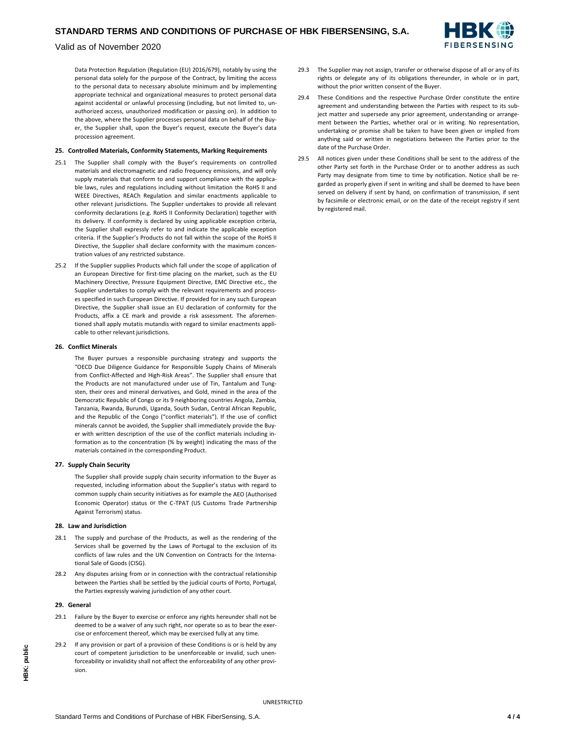Data Protection Regulation (Regulation (EU) 2016/679), notably by using the personal data solely for the purpose of the Contract, by limiting the access to the personal data to necessary absolute minimum and by implementing appropriate technical and organizational measures to protect personal data against accidental or unlawful processing (including, but not limited to, unauthorized access, unauthorized modification or passing on). In addition to the above, where the Supplier processes personal data on behalf of the Buyer, the Supplier shall, upon the Buyer's request, execute the Buyer's data procession agreement.

### 25. Controlled Materials, Conformity Statements, Marking Requirements

25.1 The Supplier shall comply with the Buyer's requirements on controlled materials and electromagnetic and radio frequency emissions, and will only supply materials that conform to and support compliance with the applicable laws, rules and regulations including without limitation the RoHS II and WEEE Directives, REACh Regulation and similar enactments applicable to other relevant jurisdictions. The Supplier undertakes to provide all relevant conformity declarations (e.g. RoHS II Conformity Declaration) together with its delivery. If conformity is declared by using applicable exception criteria, the Supplier shall expressly refer to and indicate the applicable exception criteria. If the Supplier's Products do not fall within the scope of the RoHS II Directive, the Supplier shall declare conformity with the maximum concentration values of any restricted substance.

25.2 If the Supplier supplies Products which fall under the scope of application of an European Directive for first-time placing on the market, such as the EU Machinery Directive, Pressure Equipment Directive, EMC Directive etc., the Supplier undertakes to comply with the relevant requirements and processes specified in such European Directive. If provided for in any such European Directive, the Supplier shall issue an EU declaration of conformity for the Products, affix a CE mark and provide a risk assessment. The aforementioned shall apply mutatis mutandis with regard to similar enactments applicable to other relevant jurisdictions.

### 26. Conflict Minerals

The Buyer pursues a responsible purchasing strategy and supports the "OECD Due Diligence Guidance for Responsible Supply Chains of Minerals from Conflict-Affected and High-Risk Areas". The Supplier shall ensure that the Products are not manufactured under use of Tin, Tantalum and Tungsten, their ores and mineral derivatives, and Gold, mined in the area of the Democratic Republic of Congo or its 9 neighboring countries Angola, Zambia, Tanzania, Rwanda, Burundi, Uganda, South Sudan, Central African Republic, and the Republic of the Congo ("conflict materials"). If the use of conflict minerals cannot be avoided, the Supplier shall immediately provide the Buyer with written description of the use of the conflict materials including information as to the concentration (% by weight) indicating the mass of the materials contained in the corresponding Product.

### 27. Supply Chain Security

The Supplier shall provide supply chain security information to the Buyer as requested, including information about the Supplier's status with regard to common supply chain security initiatives as for example the AEO (Authorised Economic Operator) status or the C-TPAT (US Customs Trade Partnership Against Terrorism) status.

### 28. Law and Jurisdiction

28.1 The supply and purchase of the Products, as well as the rendering of the Services shall be governed by the Laws of Portugal to the exclusion of its conflicts of law rules and the UN Convention on Contracts for the International Sale of Goods (CISG).

28.2 Any disputes arising from or in connection with the contractual relationship between the Parties shall be settled by the judicial courts of Porto, Portugal, the Parties expressly waiving jurisdiction of any other court.

### 29. General

29.1 Failure by the Buyer to exercise or enforce any rights hereunder shall not be deemed to be a waiver of any such right, nor operate so as to bear the exercise or enforcement thereof, which may be exercised fully at any time.

29.2 If any provision or part of a provision of these Conditions is or is held by any court of competent jurisdiction to be unenforceable or invalid, such unenforceability or invalidity shall not affect the enforceability of any other provision.

29.3 The Supplier may not assign, transfer or otherwise dispose of all or any of its rights or delegate any of its obligations thereunder, in whole or in part, without the prior written consent of the Buyer.

29.4 These Conditions and the respective Purchase Order constitute the entire agreement and understanding between the Parties with respect to its subject matter and supersede any prior agreement, understanding or arrangement between the Parties, whether oral or in writing. No representation, undertaking or promise shall be taken to have been given or implied from anything said or written in negotiations between the Parties prior to the date of the Purchase Order.

29.5 All notices given under these Conditions shall be sent to the address of the other Party set forth in the Purchase Order or to another address as such Party may designate from time to time by notification. Notice shall be regarded as properly given if sent in writing and shall be deemed to have been served on delivery if sent by hand, on confirmation of transmission, if sent by facsimile or electronic email, or on the date of the receipt registry if sent by registered mail.